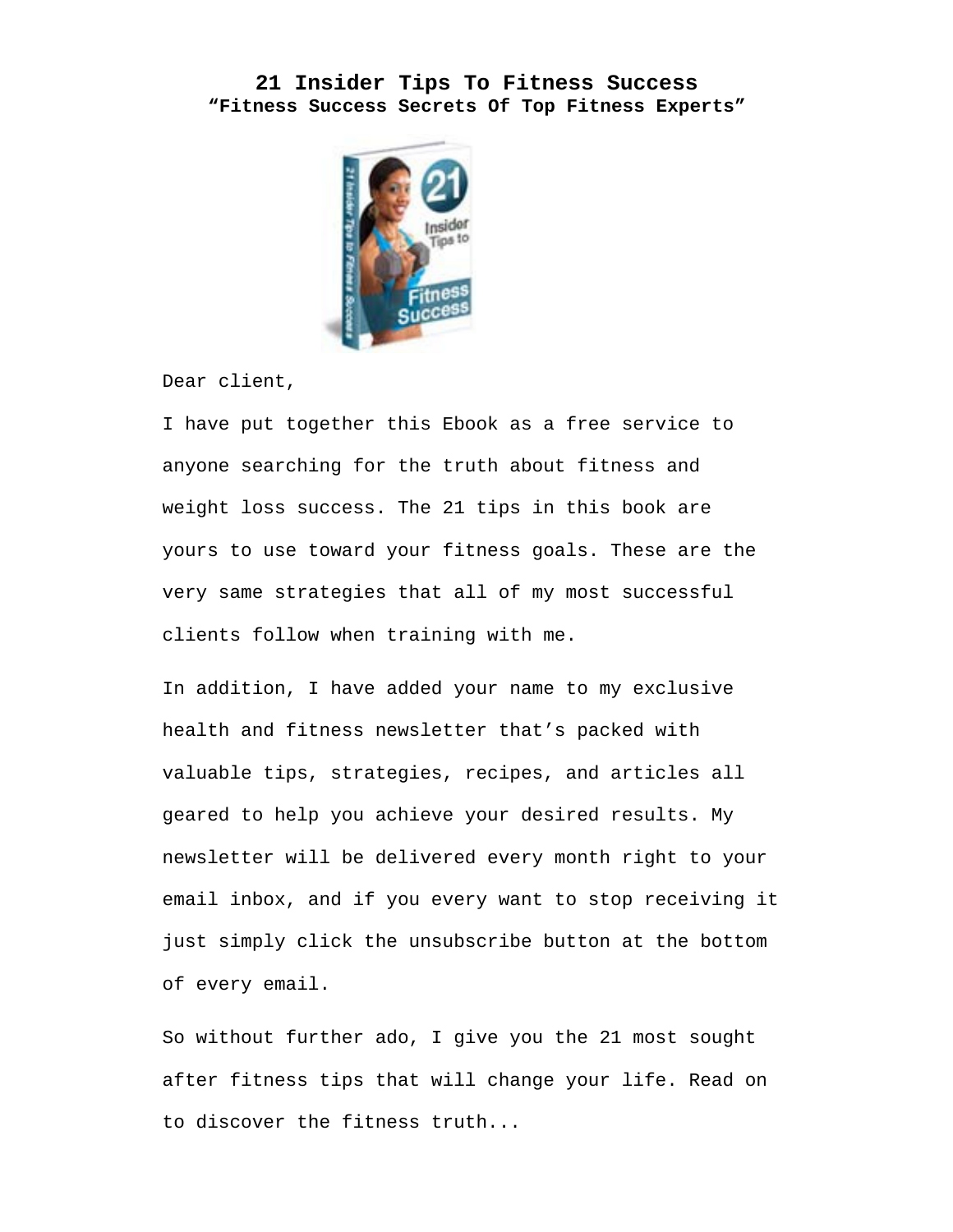# 21 Insider Tips To Fitness Success

## "Fitness Success Secrets Of Top Fitness Experts"

Dear client,

I have put together this Ebook as a free service to anyone searching for the truth about fitness and weight loss success. The 21 tips in this book are yours to use toward your fitness goals. These are the very same strategies that all of my most successful clients follow when training with me.

In addition, I have added your name to my exclusive health and fitness newsletter that's packed with valuable tips, strategies, recipes, and articles all geared to help you achieve your desired results. My newsletter will be delivered every month right to your email inbox, and if you every want to stop receiving it just simply click the unsubscribe button at the bottom of every email.

So without further ado, I give you the 21 most sought after fitness tips that will change your life. Read on to discover the fitness truth...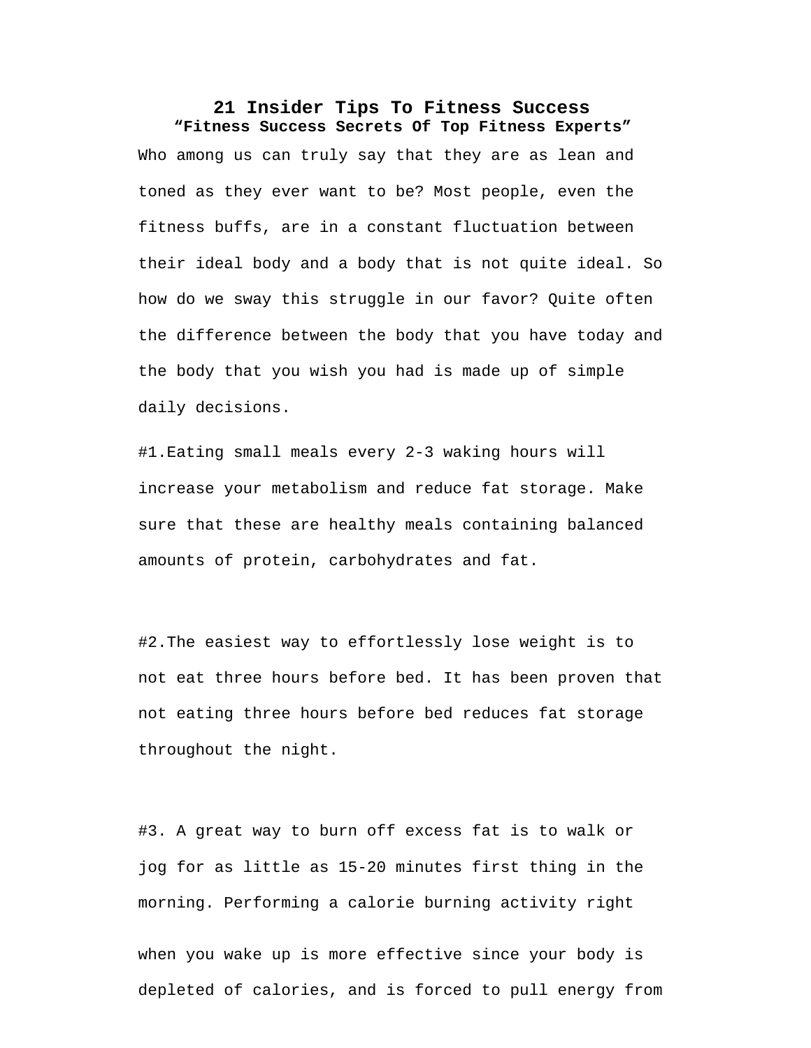# 21 Insider Tips To Fitness Success

### "Fitness Success Secrets Of Top Fitness Experts"

Who among us can truly say that they are as lean and toned as they ever want to be? Most people, even the fitness buffs, are in a constant fluctuation between their ideal body and a body that is not quite ideal. So how do we sway this struggle in our favor? Quite often the difference between the body that you have today and the body that you wish you had is made up of simple daily decisions.

#1.Eating small meals every 2-3 waking hours will increase your metabolism and reduce fat storage. Make sure that these are healthy meals containing balanced amounts of protein, carbohydrates and fat.

#2.The easiest way to effortlessly lose weight is to not eat three hours before bed. It has been proven that not eating three hours before bed reduces fat storage throughout the night.

#3. A great way to burn off excess fat is to walk or jog for as little as 15-20 minutes first thing in the morning. Performing a calorie burning activity right when you wake up is more effective since your body is depleted of calories, and is forced to pull energy from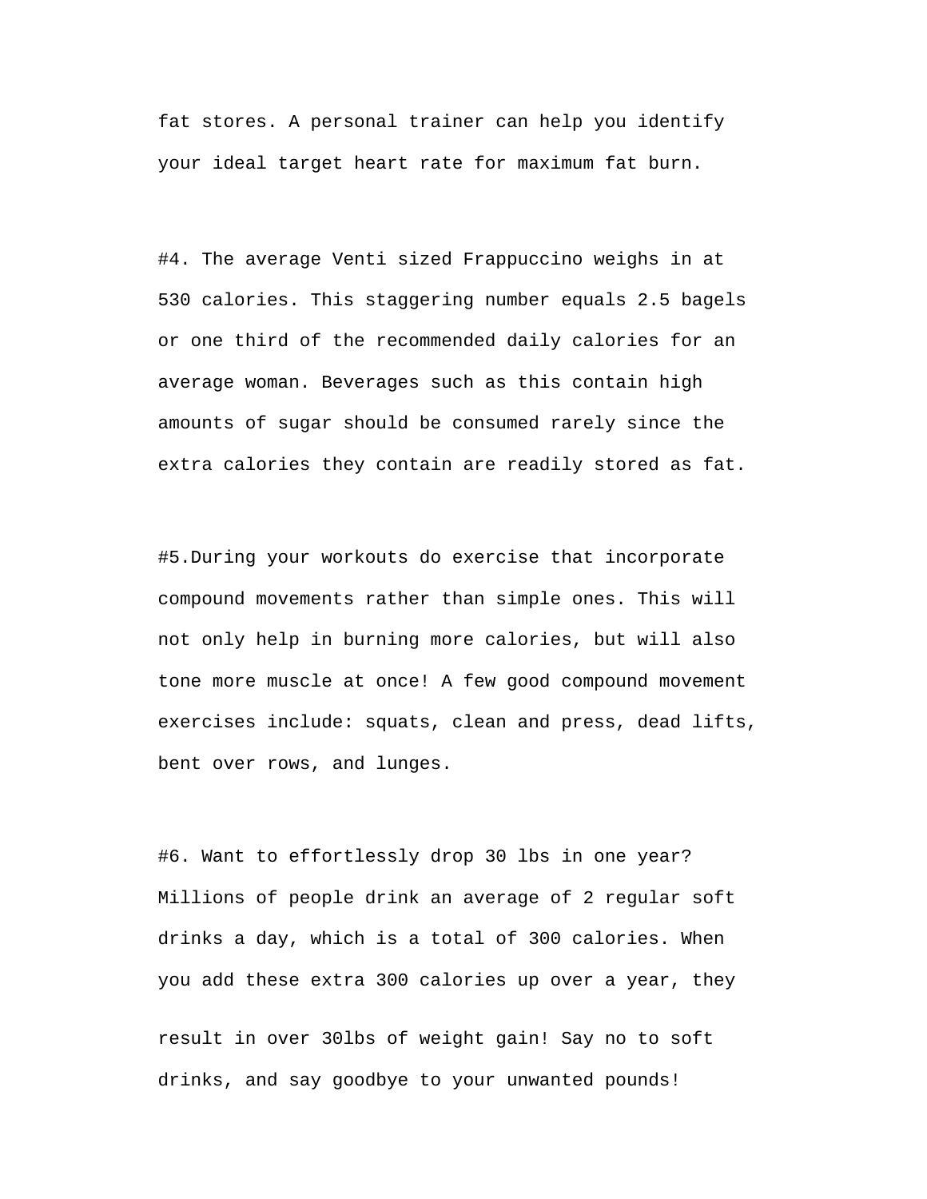fat stores. A personal trainer can help you identify your ideal target heart rate for maximum fat burn.

#4. The average Venti sized Frappuccino weighs in at 530 calories. This staggering number equals 2.5 bagels or one third of the recommended daily calories for an average woman. Beverages such as this contain high amounts of sugar should be consumed rarely since the extra calories they contain are readily stored as fat.

#5.During your workouts do exercise that incorporate compound movements rather than simple ones. This will not only help in burning more calories, but will also tone more muscle at once! A few good compound movement exercises include: squats, clean and press, dead lifts, bent over rows, and lunges.

#6. Want to effortlessly drop 30 lbs in one year? Millions of people drink an average of 2 regular soft drinks a day, which is a total of 300 calories. When you add these extra 300 calories up over a year, they result in over 30lbs of weight gain! Say no to soft drinks, and say goodbye to your unwanted pounds!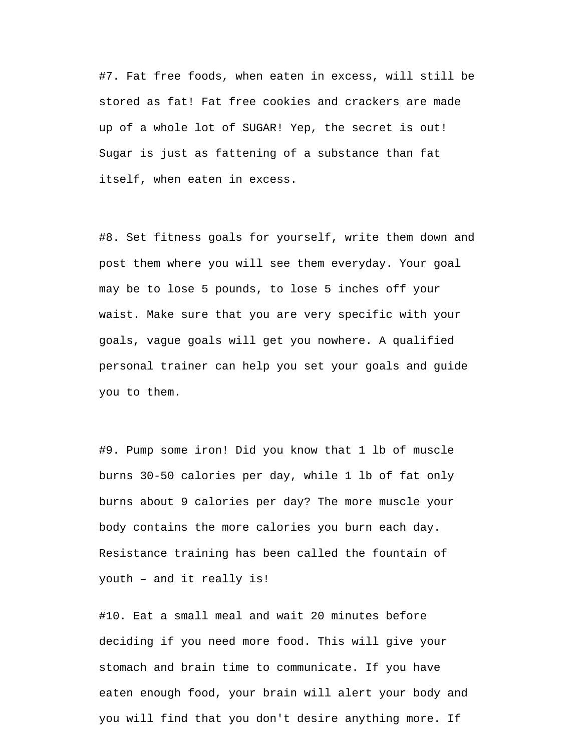#7. Fat free foods, when eaten in excess, will still be stored as fat! Fat free cookies and crackers are made up of a whole lot of SUGAR! Yep, the secret is out! Sugar is just as fattening of a substance than fat itself, when eaten in excess.

#8. Set fitness goals for yourself, write them down and post them where you will see them everyday. Your goal may be to lose 5 pounds, to lose 5 inches off your waist. Make sure that you are very specific with your goals, vague goals will get you nowhere. A qualified personal trainer can help you set your goals and guide you to them.

#9. Pump some iron! Did you know that 1 lb of muscle burns 30-50 calories per day, while 1 lb of fat only burns about 9 calories per day? The more muscle your body contains the more calories you burn each day. Resistance training has been called the fountain of youth – and it really is!

#10. Eat a small meal and wait 20 minutes before deciding if you need more food. This will give your stomach and brain time to communicate. If you have eaten enough food, your brain will alert your body and you will find that you don't desire anything more. If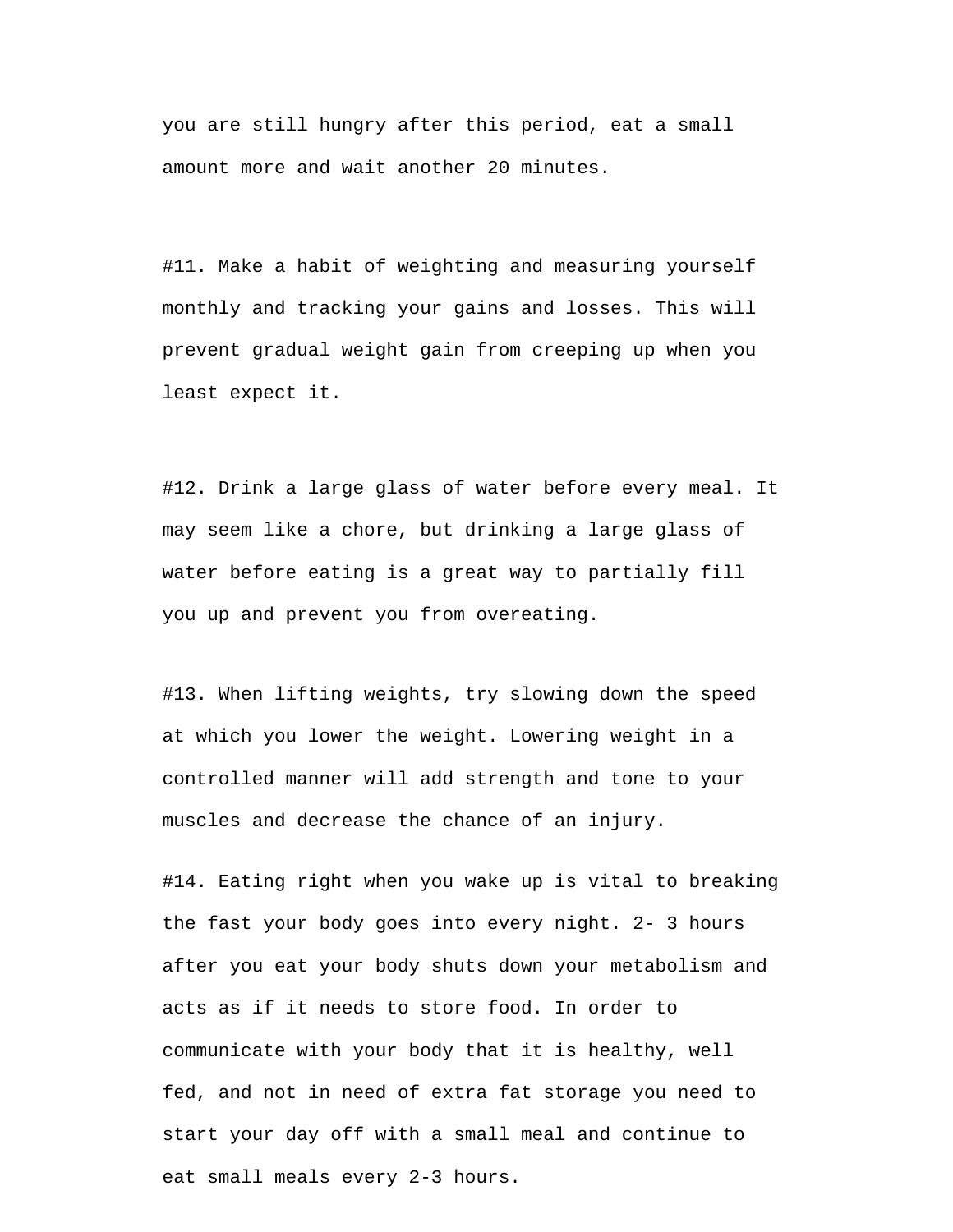you are still hungry after this period, eat a small amount more and wait another 20 minutes.

#11. Make a habit of weighting and measuring yourself monthly and tracking your gains and losses. This will prevent gradual weight gain from creeping up when you least expect it.

#12. Drink a large glass of water before every meal. It may seem like a chore, but drinking a large glass of water before eating is a great way to partially fill you up and prevent you from overeating.

#13. When lifting weights, try slowing down the speed at which you lower the weight. Lowering weight in a controlled manner will add strength and tone to your muscles and decrease the chance of an injury.

#14. Eating right when you wake up is vital to breaking the fast your body goes into every night. 2- 3 hours after you eat your body shuts down your metabolism and acts as if it needs to store food. In order to communicate with your body that it is healthy, well fed, and not in need of extra fat storage you need to start your day off with a small meal and continue to eat small meals every 2-3 hours.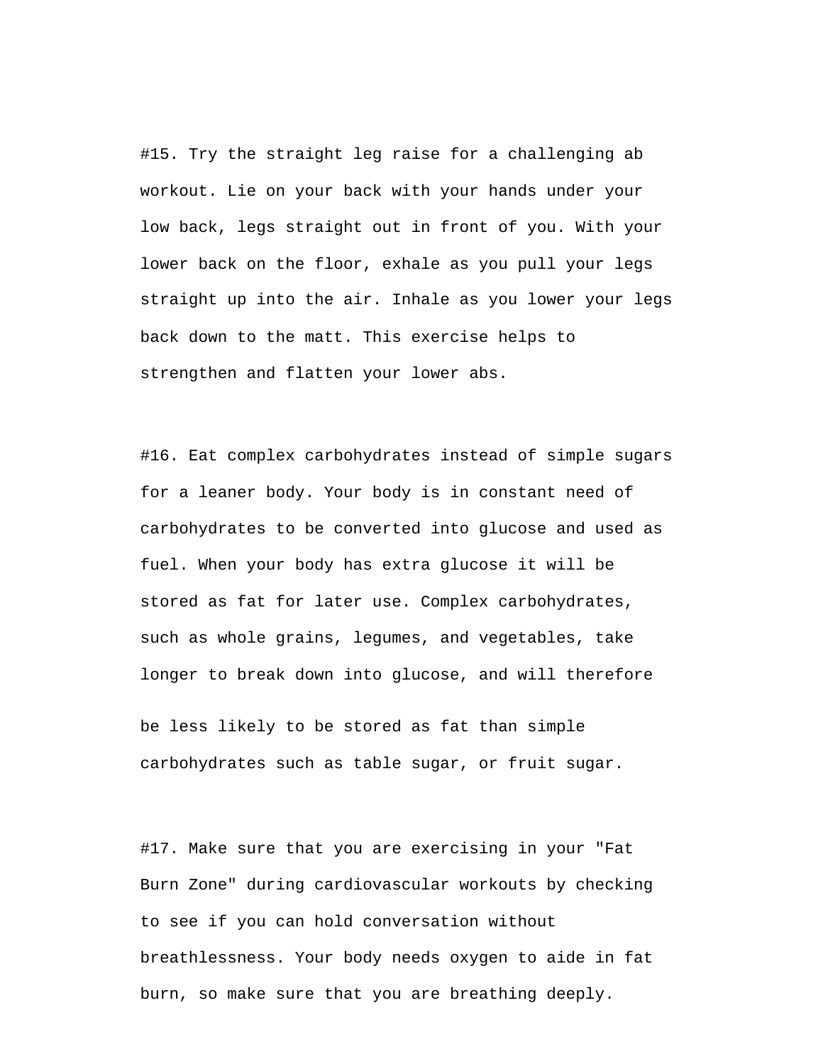#15. Try the straight leg raise for a challenging ab workout. Lie on your back with your hands under your low back, legs straight out in front of you. With your lower back on the floor, exhale as you pull your legs straight up into the air. Inhale as you lower your legs back down to the matt. This exercise helps to strengthen and flatten your lower abs.

#16. Eat complex carbohydrates instead of simple sugars for a leaner body. Your body is in constant need of carbohydrates to be converted into glucose and used as fuel. When your body has extra glucose it will be stored as fat for later use. Complex carbohydrates, such as whole grains, legumes, and vegetables, take longer to break down into glucose, and will therefore be less likely to be stored as fat than simple carbohydrates such as table sugar, or fruit sugar.

#17. Make sure that you are exercising in your "Fat Burn Zone" during cardiovascular workouts by checking to see if you can hold conversation without breathlessness. Your body needs oxygen to aide in fat burn, so make sure that you are breathing deeply.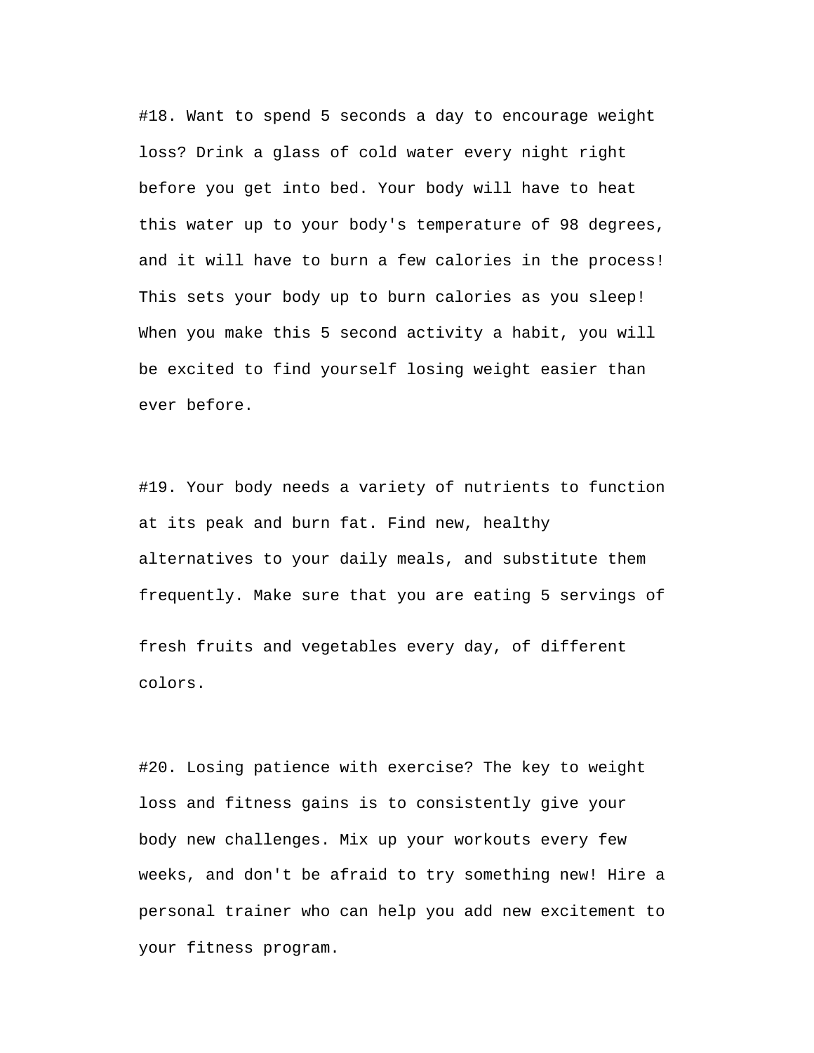#18. Want to spend 5 seconds a day to encourage weight loss? Drink a glass of cold water every night right before you get into bed. Your body will have to heat this water up to your body's temperature of 98 degrees, and it will have to burn a few calories in the process! This sets your body up to burn calories as you sleep! When you make this 5 second activity a habit, you will be excited to find yourself losing weight easier than ever before.

#19. Your body needs a variety of nutrients to function at its peak and burn fat. Find new, healthy alternatives to your daily meals, and substitute them frequently. Make sure that you are eating 5 servings of fresh fruits and vegetables every day, of different colors.

#20. Losing patience with exercise? The key to weight loss and fitness gains is to consistently give your body new challenges. Mix up your workouts every few weeks, and don't be afraid to try something new! Hire a personal trainer who can help you add new excitement to your fitness program.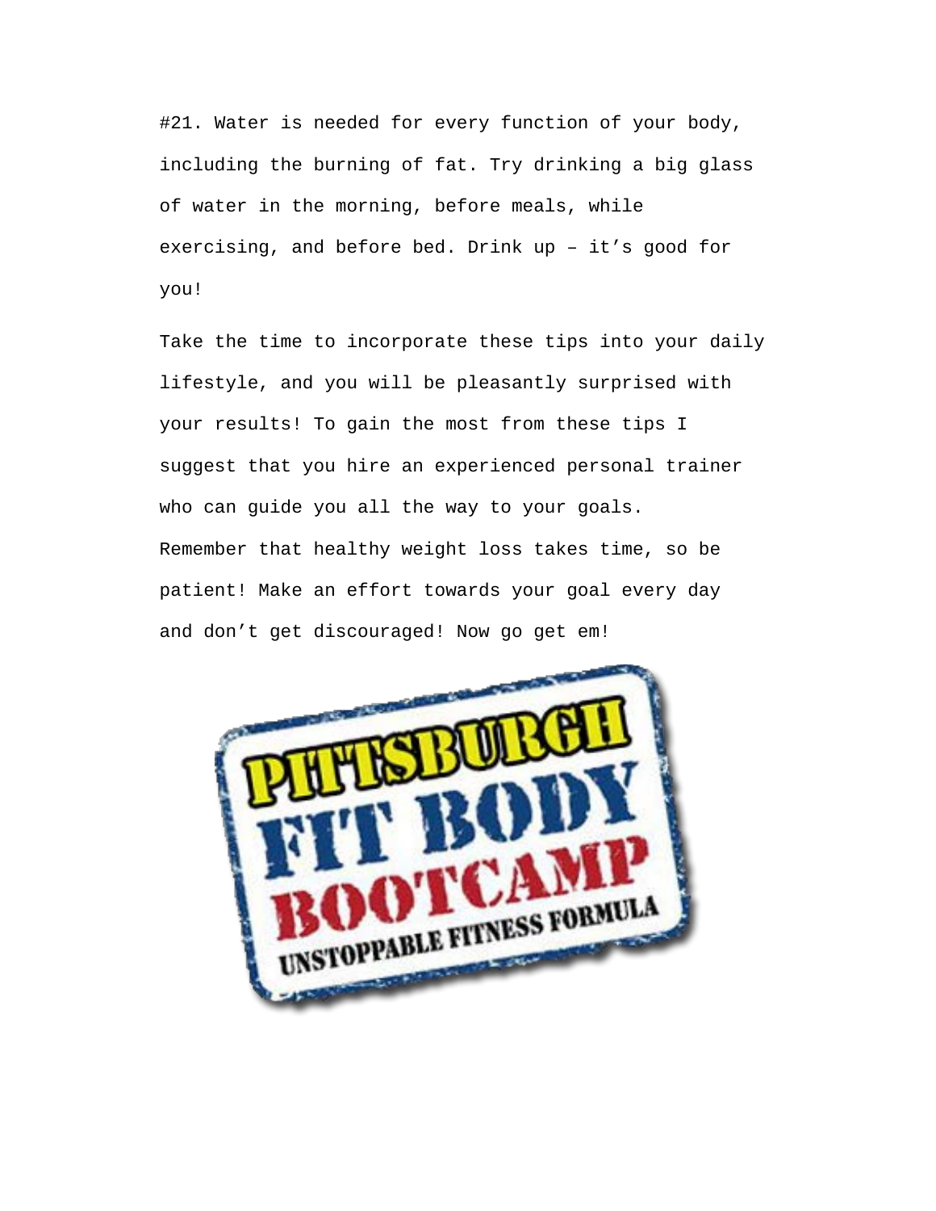#21. Water is needed for every function of your body, including the burning of fat. Try drinking a big glass of water in the morning, before meals, while exercising, and before bed. Drink up – it's good for you!

Take the time to incorporate these tips into your daily lifestyle, and you will be pleasantly surprised with your results! To gain the most from these tips I suggest that you hire an experienced personal trainer who can guide you all the way to your goals. Remember that healthy weight loss takes time, so be patient! Make an effort towards your goal every day and don't get discouraged! Now go get em!

PITTSBURGH FIT BODY BOOTCAMP

UNSTOPPABLE FITNESS FORMULA